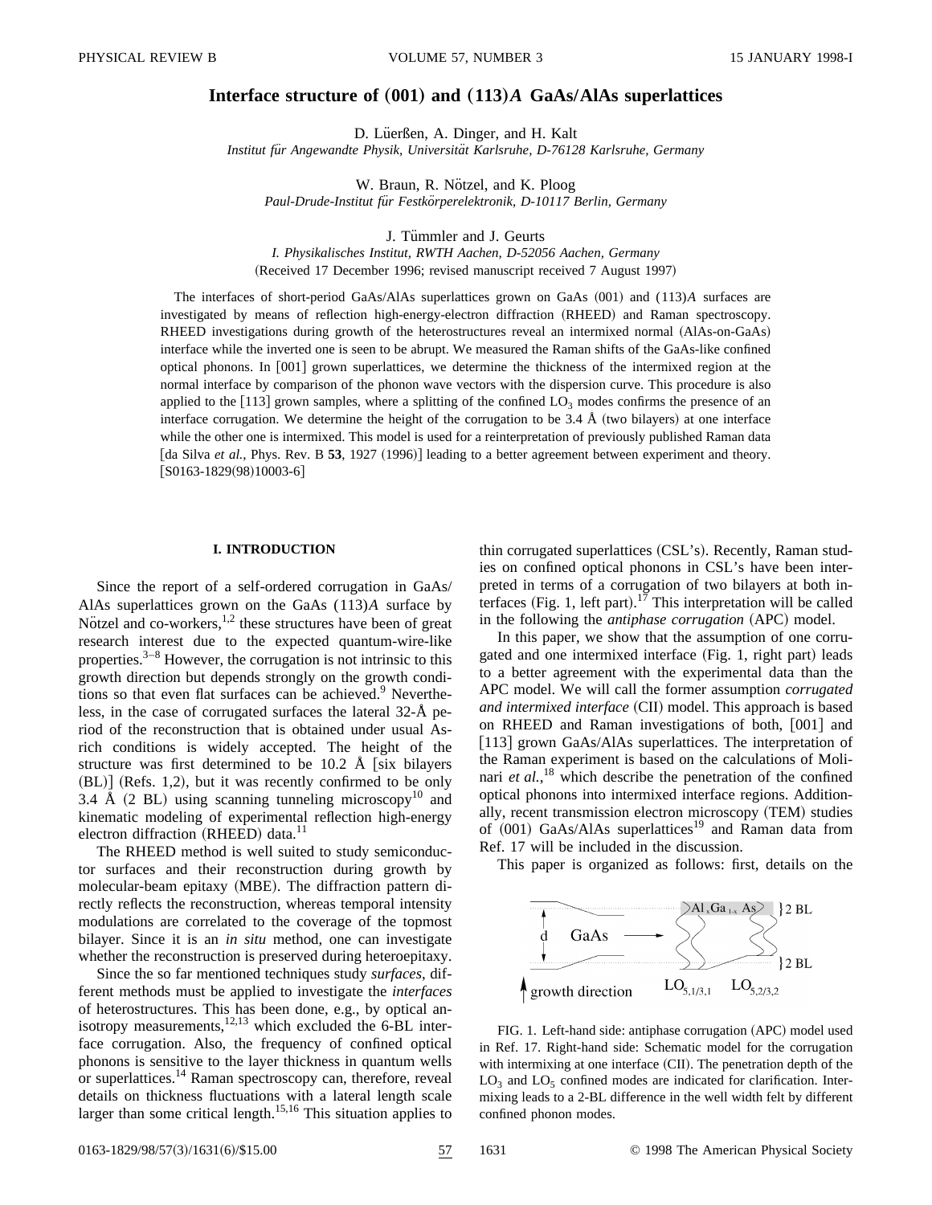# Interface structure of (001) and (113)*A* GaAs/AlAs superlattices

D. Lüerßen, A. Dinger, and H. Kalt
*Institut für Angewandte Physik, Universität Karlsruhe, D-76128 Karlsruhe, Germany*

W. Braun, R. Nötzel, and K. Ploog
*Paul-Drude-Institut für Festkörperelektronik, D-10117 Berlin, Germany*

J. Tümmler and J. Geurts
*I. Physikalisches Institut, RWTH Aachen, D-52056 Aachen, Germany*

(Received 17 December 1996; revised manuscript received 7 August 1997)

The interfaces of short-period GaAs/AlAs superlattices grown on GaAs (001) and (113)*A* surfaces are investigated by means of reflection high-energy-electron diffraction (RHEED) and Raman spectroscopy. RHEED investigations during growth of the heterostructures reveal an intermixed normal (AlAs-on-GaAs) interface while the inverted one is seen to be abrupt. We measured the Raman shifts of the GaAs-like confined optical phonons. In [001] grown superlattices, we determine the thickness of the intermixed region at the normal interface by comparison of the phonon wave vectors with the dispersion curve. This procedure is also applied to the [113] grown samples, where a splitting of the confined $LO_3$ modes confirms the presence of an interface corrugation. We determine the height of the corrugation to be 3.4 Å (two bilayers) at one interface while the other one is intermixed. This model is used for a reinterpretation of previously published Raman data [da Silva *et al.*, Phys. Rev. B **53**, 1927 (1996)] leading to a better agreement between experiment and theory. [S0163-1829(98)10003-6]

## I. INTRODUCTION

Since the report of a self-ordered corrugation in GaAs/AlAs superlattices grown on the GaAs (113)*A* surface by Nötzel and co-workers,[1,2] these structures have been of great research interest due to the expected quantum-wire-like properties.[3–8] However, the corrugation is not intrinsic to this growth direction but depends strongly on the growth conditions so that even flat surfaces can be achieved.[9] Nevertheless, in the case of corrugated surfaces the lateral 32-Å period of the reconstruction that is obtained under usual As-rich conditions is widely accepted. The height of the structure was first determined to be 10.2 Å [six bilayers (BL)] (Refs. 1,2), but it was recently confirmed to be only 3.4 Å (2 BL) using scanning tunneling microscopy[10] and kinematic modeling of experimental reflection high-energy electron diffraction (RHEED) data.[11]

The RHEED method is well suited to study semiconductor surfaces and their reconstruction during growth by molecular-beam epitaxy (MBE). The diffraction pattern directly reflects the reconstruction, whereas temporal intensity modulations are correlated to the coverage of the topmost bilayer. Since it is an *in situ* method, one can investigate whether the reconstruction is preserved during heteroepitaxy.

Since the so far mentioned techniques study *surfaces*, different methods must be applied to investigate the *interfaces* of heterostructures. This has been done, e.g., by optical anisotropy measurements,[12,13] which excluded the 6-BL interface corrugation. Also, the frequency of confined optical phonons is sensitive to the layer thickness in quantum wells or superlattices.[14] Raman spectroscopy can, therefore, reveal details on thickness fluctuations with a lateral length scale larger than some critical length.[15,16] This situation applies to thin corrugated superlattices (CSL's). Recently, Raman studies on confined optical phonons in CSL's have been interpreted in terms of a corrugation of two bilayers at both interfaces (Fig. 1, left part).[17] This interpretation will be called in the following the *antiphase corrugation* (APC) model.

In this paper, we show that the assumption of one corrugated and one intermixed interface (Fig. 1, right part) leads to a better agreement with the experimental data than the APC model. We will call the former assumption *corrugated and intermixed interface* (CII) model. This approach is based on RHEED and Raman investigations of both, [001] and [113] grown GaAs/AlAs superlattices. The interpretation of the Raman experiment is based on the calculations of Molinari *et al.*,[18] which describe the penetration of the confined optical phonons into intermixed interface regions. Additionally, recent transmission electron microscopy (TEM) studies of (001) GaAs/AlAs superlattices[19] and Raman data from Ref. 17 will be included in the discussion.

This paper is organized as follows: first, details on the

FIG. 1. Left-hand side: antiphase corrugation (APC) model used in Ref. 17. Right-hand side: Schematic model for the corrugation with intermixing at one interface (CII). The penetration depth of the $LO_3$ and $LO_5$ confined modes are indicated for clarification. Intermixing leads to a 2-BL difference in the well width felt by different confined phonon modes.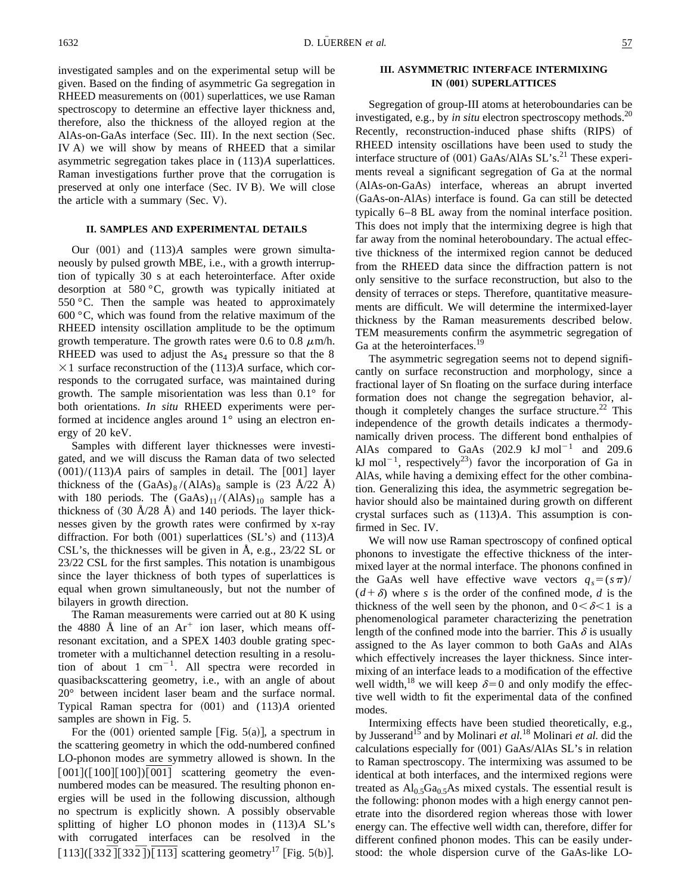investigated samples and on the experimental setup will be given. Based on the finding of asymmetric Ga segregation in RHEED measurements on (001) superlattices, we use Raman spectroscopy to determine an effective layer thickness and, therefore, also the thickness of the alloyed region at the AlAs-on-GaAs interface (Sec. III). In the next section (Sec. IV A) we will show by means of RHEED that a similar asymmetric segregation takes place in (113)*A* superlattices. Raman investigations further prove that the corrugation is preserved at only one interface (Sec. IV B). We will close the article with a summary (Sec. V).

## II. SAMPLES AND EXPERIMENTAL DETAILS

Our (001) and (113)*A* samples were grown simultaneously by pulsed growth MBE, i.e., with a growth interruption of typically 30 s at each heterointerface. After oxide desorption at 580 °C, growth was typically initiated at 550 °C. Then the sample was heated to approximately 600 °C, which was found from the relative maximum of the RHEED intensity oscillation amplitude to be the optimum growth temperature. The growth rates were 0.6 to 0.8 $\mu$m/h. RHEED was used to adjust the $As_4$ pressure so that the $8\times1$ surface reconstruction of the (113)*A* surface, which corresponds to the corrugated surface, was maintained during growth. The sample misorientation was less than 0.1° for both orientations. *In situ* RHEED experiments were performed at incidence angles around 1° using an electron energy of 20 keV.

Samples with different layer thicknesses were investigated, and we will discuss the Raman data of two selected (001)/(113)*A* pairs of samples in detail. The [001] layer thickness of the $(GaAs)_8/(AlAs)_8$ sample is (23 Å/22 Å) with 180 periods. The $(GaAs)_{11}/(AlAs)_{10}$ sample has a thickness of (30 Å/28 Å) and 140 periods. The layer thicknesses given by the growth rates were confirmed by x-ray diffraction. For both (001) superlattices (SL's) and (113)*A* CSL's, the thicknesses will be given in Å, e.g., 23/22 SL or 23/22 CSL for the first samples. This notation is unambigous since the layer thickness of both types of superlattices is equal when grown simultaneously, but not the number of bilayers in growth direction.

The Raman measurements were carried out at 80 K using the 4880 Å line of an $Ar^+$ ion laser, which means off-resonant excitation, and a SPEX 1403 double grating spectrometer with a multichannel detection resulting in a resolution of about 1 $cm^{-1}$. All spectra were recorded in quasibackscattering geometry, i.e., with an angle of about 20° between incident laser beam and the surface normal. Typical Raman spectra for (001) and (113)*A* oriented samples are shown in Fig. 5.

For the (001) oriented sample [Fig. 5(a)], a spectrum in the scattering geometry in which the odd-numbered confined LO-phonon modes are symmetry allowed is shown. In the $[001]([100][100])\overline{[001]}$ scattering geometry the even-numbered modes can be measured. The resulting phonon energies will be used in the following discussion, although no spectrum is explicitly shown. A possibly observable splitting of higher LO phonon modes in (113)*A* SL's with corrugated interfaces can be resolved in the $[113]([33\overline{2}][33\overline{2}])\overline{[113]}$ scattering geometry[17] [Fig. 5(b)].

## III. ASYMMETRIC INTERFACE INTERMIXING IN (001) SUPERLATTICES

Segregation of group-III atoms at heteroboundaries can be investigated, e.g., by *in situ* electron spectroscopy methods.[20] Recently, reconstruction-induced phase shifts (RIPS) of RHEED intensity oscillations have been used to study the interface structure of (001) GaAs/AlAs SL's.[21] These experiments reveal a significant segregation of Ga at the normal (AlAs-on-GaAs) interface, whereas an abrupt inverted (GaAs-on-AlAs) interface is found. Ga can still be detected typically 6–8 BL away from the nominal interface position. This does not imply that the intermixing degree is high that far away from the nominal heteroboundary. The actual effective thickness of the intermixed region cannot be deduced from the RHEED data since the diffraction pattern is not only sensitive to the surface reconstruction, but also to the density of terraces or steps. Therefore, quantitative measurements are difficult. We will determine the intermixed-layer thickness by the Raman measurements described below. TEM measurements confirm the asymmetric segregation of Ga at the heterointerfaces.[19]

The asymmetric segregation seems not to depend significantly on surface reconstruction and morphology, since a fractional layer of Sn floating on the surface during interface formation does not change the segregation behavior, although it completely changes the surface structure.[22] This independence of the growth details indicates a thermodynamically driven process. The different bond enthalpies of AlAs compared to GaAs (202.9 kJ $mol^{-1}$ and 209.6 kJ $mol^{-1}$, respectively[23]) favor the incorporation of Ga in AlAs, while having a demixing effect for the other combination. Generalizing this idea, the asymmetric segregation behavior should also be maintained during growth on different crystal surfaces such as (113)*A*. This assumption is confirmed in Sec. IV.

We will now use Raman spectroscopy of confined optical phonons to investigate the effective thickness of the intermixed layer at the normal interface. The phonons confined in the GaAs well have effective wave vectors $q_s=(s\pi)/(d+\delta)$ where $s$ is the order of the confined mode, $d$ is the thickness of the well seen by the phonon, and $0<\delta<1$ is a phenomenological parameter characterizing the penetration length of the confined mode into the barrier. This $\delta$ is usually assigned to the As layer common to both GaAs and AlAs which effectively increases the layer thickness. Since intermixing of an interface leads to a modification of the effective well width,[18] we will keep $\delta=0$ and only modify the effective well width to fit the experimental data of the confined modes.

Intermixing effects have been studied theoretically, e.g., by Jusserand[15] and by Molinari *et al.*[18] Molinari *et al.* did the calculations especially for (001) GaAs/AlAs SL's in relation to Raman spectroscopy. The intermixing was assumed to be identical at both interfaces, and the intermixed regions were treated as $Al_{0.5}Ga_{0.5}As$ mixed cystals. The essential result is the following: phonon modes with a high energy cannot penetrate into the disordered region whereas those with lower energy can. The effective well width can, therefore, differ for different confined phonon modes. This can be easily understood: the whole dispersion curve of the GaAs-like LO-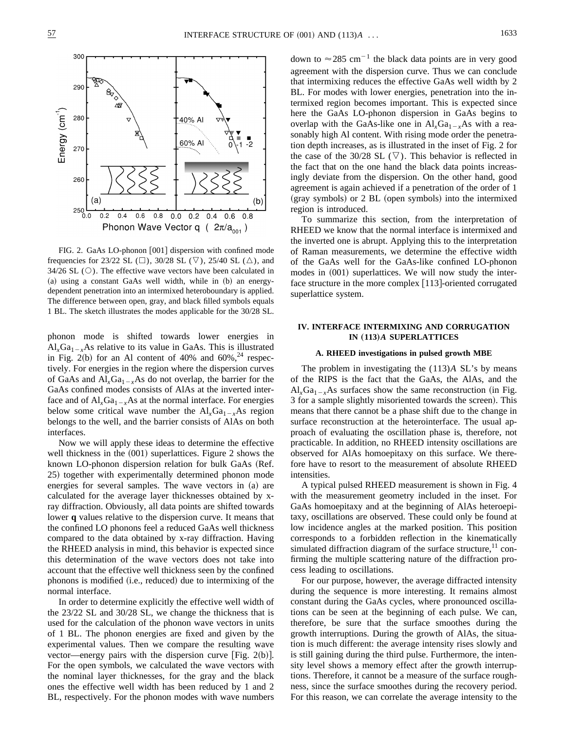FIG. 2. GaAs LO-phonon [001] dispersion with confined mode frequencies for 23/22 SL (□), 30/28 SL (▽), 25/40 SL (△), and 34/26 SL (○). The effective wave vectors have been calculated in (a) using a constant GaAs well width, while in (b) an energy-dependent penetration into an intermixed heteroboundary is applied. The difference between open, gray, and black filled symbols equals 1 BL. The sketch illustrates the modes applicable for the 30/28 SL.

phonon mode is shifted towards lower energies in $Al_xGa_{1-x}As$ relative to its value in GaAs. This is illustrated in Fig. 2(b) for an Al content of 40% and 60%,[24] respectively. For energies in the region where the dispersion curves of GaAs and $Al_xGa_{1-x}As$ do not overlap, the barrier for the GaAs confined modes consists of AlAs at the inverted interface and of $Al_xGa_{1-x}As$ at the normal interface. For energies below some critical wave number the $Al_xGa_{1-x}As$ region belongs to the well, and the barrier consists of AlAs on both interfaces.

Now we will apply these ideas to determine the effective well thickness in the (001) superlattices. Figure 2 shows the known LO-phonon dispersion relation for bulk GaAs (Ref. 25) together with experimentally determined phonon mode energies for several samples. The wave vectors in (a) are calculated for the average layer thicknesses obtained by x-ray diffraction. Obviously, all data points are shifted towards lower **q** values relative to the dispersion curve. It means that the confined LO phonons feel a reduced GaAs well thickness compared to the data obtained by x-ray diffraction. Having the RHEED analysis in mind, this behavior is expected since this determination of the wave vectors does not take into account that the effective well thickness seen by the confined phonons is modified (i.e., reduced) due to intermixing of the normal interface.

In order to determine explicitly the effective well width of the 23/22 SL and 30/28 SL, we change the thickness that is used for the calculation of the phonon wave vectors in units of 1 BL. The phonon energies are fixed and given by the experimental values. Then we compare the resulting wave vector—energy pairs with the dispersion curve [Fig. 2(b)]. For the open symbols, we calculated the wave vectors with the nominal layer thicknesses, for the gray and the black ones the effective well width has been reduced by 1 and 2 BL, respectively. For the phonon modes with wave numbers down to $\approx 285$ cm$^{-1}$ the black data points are in very good agreement with the dispersion curve. Thus we can conclude that intermixing reduces the effective GaAs well width by 2 BL. For modes with lower energies, penetration into the intermixed region becomes important. This is expected since here the GaAs LO-phonon dispersion in GaAs begins to overlap with the GaAs-like one in $Al_xGa_{1-x}As$ with a reasonably high Al content. With rising mode order the penetration depth increases, as is illustrated in the inset of Fig. 2 for the case of the 30/28 SL (▽). This behavior is reflected in the fact that on the one hand the black data points increasingly deviate from the dispersion. On the other hand, good agreement is again achieved if a penetration of the order of 1 (gray symbols) or 2 BL (open symbols) into the intermixed region is introduced.

To summarize this section, from the interpretation of RHEED we know that the normal interface is intermixed and the inverted one is abrupt. Applying this to the interpretation of Raman measurements, we determine the effective width of the GaAs well for the GaAs-like confined LO-phonon modes in (001) superlattices. We will now study the interface structure in the more complex [113]-oriented corrugated superlattice system.

## IV. INTERFACE INTERMIXING AND CORRUGATION IN (113)*A* SUPERLATTICES

### A. RHEED investigations in pulsed growth MBE

The problem in investigating the (113)*A* SL's by means of the RIPS is the fact that the GaAs, the AlAs, and the $Al_xGa_{1-x}As$ surfaces show the same reconstruction (in Fig. 3 for a sample slightly misoriented towards the screen). This means that there cannot be a phase shift due to the change in surface reconstruction at the heterointerface. The usual approach of evaluating the oscillation phase is, therefore, not practicable. In addition, no RHEED intensity oscillations are observed for AlAs homoepitaxy on this surface. We therefore have to resort to the measurement of absolute RHEED intensities.

A typical pulsed RHEED measurement is shown in Fig. 4 with the measurement geometry included in the inset. For GaAs homoepitaxy and at the beginning of AlAs heteroepitaxy, oscillations are observed. These could only be found at low incidence angles at the marked position. This position corresponds to a forbidden reflection in the kinematically simulated diffraction diagram of the surface structure,[11] confirming the multiple scattering nature of the diffraction process leading to oscillations.

For our purpose, however, the average diffracted intensity during the sequence is more interesting. It remains almost constant during the GaAs cycles, where pronounced oscillations can be seen at the beginning of each pulse. We can, therefore, be sure that the surface smoothes during the growth interruptions. During the growth of AlAs, the situation is much different: the average intensity rises slowly and is still gaining during the third pulse. Furthermore, the intensity level shows a memory effect after the growth interruptions. Therefore, it cannot be a measure of the surface roughness, since the surface smoothes during the recovery period. For this reason, we can correlate the average intensity to the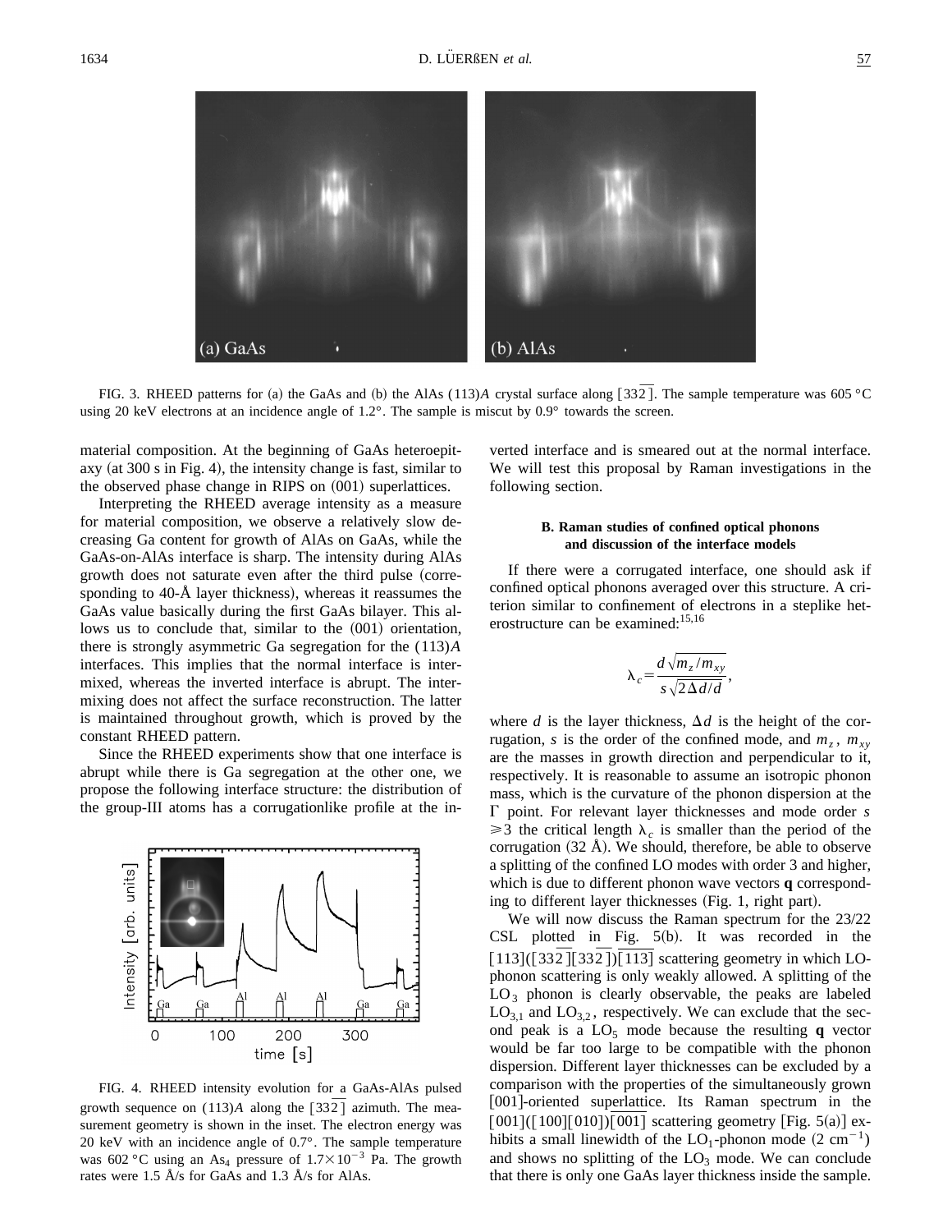FIG. 3. RHEED patterns for (a) the GaAs and (b) the AlAs (113)$A$ crystal surface along $[33\overline{2}]$. The sample temperature was 605 °C using 20 keV electrons at an incidence angle of 1.2°. The sample is miscut by 0.9° towards the screen.

material composition. At the beginning of GaAs heteroepitaxy (at 300 s in Fig. 4), the intensity change is fast, similar to the observed phase change in RIPS on (001) superlattices.

Interpreting the RHEED average intensity as a measure for material composition, we observe a relatively slow decreasing Ga content for growth of AlAs on GaAs, while the GaAs-on-AlAs interface is sharp. The intensity during AlAs growth does not saturate even after the third pulse (corresponding to 40-Å layer thickness), whereas it reassumes the GaAs value basically during the first GaAs bilayer. This allows us to conclude that, similar to the (001) orientation, there is strongly asymmetric Ga segregation for the (113)$A$ interfaces. This implies that the normal interface is intermixed, whereas the inverted interface is abrupt. The intermixing does not affect the surface reconstruction. The latter is maintained throughout growth, which is proved by the constant RHEED pattern.

Since the RHEED experiments show that one interface is abrupt while there is Ga segregation at the other one, we propose the following interface structure: the distribution of the group-III atoms has a corrugationlike profile at the inverted interface and is smeared out at the normal interface. We will test this proposal by Raman investigations in the following section.

FIG. 4. RHEED intensity evolution for a GaAs-AlAs pulsed growth sequence on (113)$A$ along the $[33\overline{2}]$ azimuth. The measurement geometry is shown in the inset. The electron energy was 20 keV with an incidence angle of 0.7°. The sample temperature was 602 °C using an $As_4$ pressure of $1.7\times10^{-3}$ Pa. The growth rates were 1.5 Å/s for GaAs and 1.3 Å/s for AlAs.

### B. Raman studies of confined optical phonons and discussion of the interface models

If there were a corrugated interface, one should ask if confined optical phonons averaged over this structure. A criterion similar to confinement of electrons in a steplike heterostructure can be examined:[15,16]

$$\lambda_c = \frac{d\sqrt{m_z/m_{xy}}}{s\sqrt{2\Delta d/d}},$$

where $d$ is the layer thickness, $\Delta d$ is the height of the corrugation, $s$ is the order of the confined mode, and $m_z$, $m_{xy}$ are the masses in growth direction and perpendicular to it, respectively. It is reasonable to assume an isotropic phonon mass, which is the curvature of the phonon dispersion at the $\Gamma$ point. For relevant layer thicknesses and mode order $s \geqslant 3$ the critical length $\lambda_c$ is smaller than the period of the corrugation (32 Å). We should, therefore, be able to observe a splitting of the confined LO modes with order 3 and higher, which is due to different phonon wave vectors **q** corresponding to different layer thicknesses (Fig. 1, right part).

We will now discuss the Raman spectrum for the 23/22 CSL plotted in Fig. 5(b). It was recorded in the $[113]([33\overline{2}][33\overline{2}])[\overline{113}]$ scattering geometry in which LO-phonon scattering is only weakly allowed. A splitting of the $LO_3$ phonon is clearly observable, the peaks are labeled $LO_{3,1}$ and $LO_{3,2}$, respectively. We can exclude that the second peak is a $LO_5$ mode because the resulting **q** vector would be far too large to be compatible with the phonon dispersion. Different layer thicknesses can be excluded by a comparison with the properties of the simultaneously grown [001]-oriented superlattice. Its Raman spectrum in the $[001]([100][010])[\overline{001}]$ scattering geometry [Fig. 5(a)] exhibits a small linewidth of the $LO_1$-phonon mode ($2\ \text{cm}^{-1}$) and shows no splitting of the $LO_3$ mode. We can conclude that there is only one GaAs layer thickness inside the sample.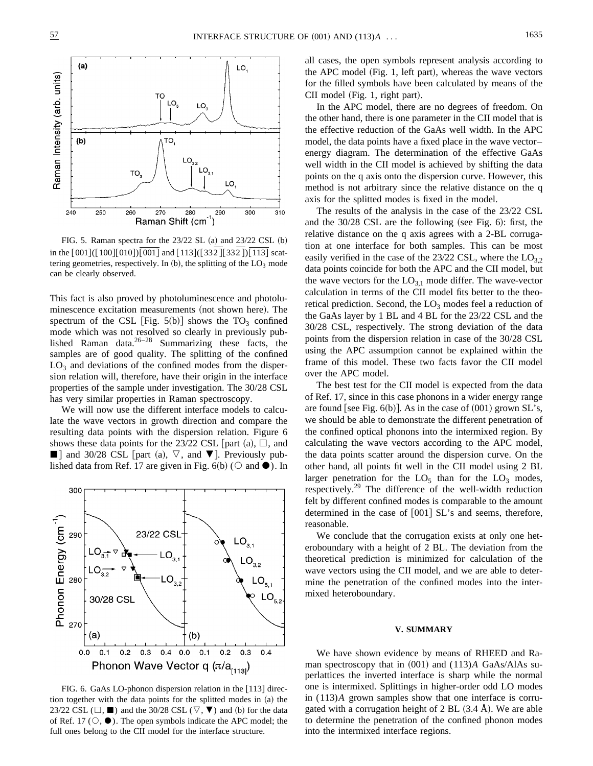FIG. 5. Raman spectra for the 23/22 SL (a) and 23/22 CSL (b) in the $[001]([100][010])[\overline{001}]$ and $[113]([33\overline{2}][33\overline{2}])[\overline{113}]$ scattering geometries, respectively. In (b), the splitting of the $LO_3$ mode can be clearly observed.

This fact is also proved by photoluminescence and photoluminescence excitation measurements (not shown here). The spectrum of the CSL [Fig. 5(b)] shows the $TO_3$ confined mode which was not resolved so clearly in previously published Raman data.[26–28] Summarizing these facts, the samples are of good quality. The splitting of the confined $LO_3$ and deviations of the confined modes from the dispersion relation will, therefore, have their origin in the interface properties of the sample under investigation. The 30/28 CSL has very similar properties in Raman spectroscopy.

We will now use the different interface models to calculate the wave vectors in growth direction and compare the resulting data points with the dispersion relation. Figure 6 shows these data points for the 23/22 CSL [part (a), □, and ■] and 30/28 CSL [part (a), ▽, and ▼]. Previously published data from Ref. 17 are given in Fig. 6(b) (○ and ●). In all cases, the open symbols represent analysis according to the APC model (Fig. 1, left part), whereas the wave vectors for the filled symbols have been calculated by means of the CII model (Fig. 1, right part).

FIG. 6. GaAs LO-phonon dispersion relation in the [113] direction together with the data points for the splitted modes in (a) the 23/22 CSL (□, ■) and the 30/28 CSL (▽, ▼) and (b) for the data of Ref. 17 (○, ●). The open symbols indicate the APC model; the full ones belong to the CII model for the interface structure.

In the APC model, there are no degrees of freedom. On the other hand, there is one parameter in the CII model that is the effective reduction of the GaAs well width. In the APC model, the data points have a fixed place in the wave vector–energy diagram. The determination of the effective GaAs well width in the CII model is achieved by shifting the data points on the q axis onto the dispersion curve. However, this method is not arbitrary since the relative distance on the q axis for the splitted modes is fixed in the model.

The results of the analysis in the case of the 23/22 CSL and the 30/28 CSL are the following (see Fig. 6): first, the relative distance on the q axis agrees with a 2-BL corrugation at one interface for both samples. This can be most easily verified in the case of the 23/22 CSL, where the $LO_{3,2}$ data points coincide for both the APC and the CII model, but the wave vectors for the $LO_{3,1}$ mode differ. The wave-vector calculation in terms of the CII model fits better to the theoretical prediction. Second, the $LO_3$ modes feel a reduction of the GaAs layer by 1 BL and 4 BL for the 23/22 CSL and the 30/28 CSL, respectively. The strong deviation of the data points from the dispersion relation in case of the 30/28 CSL using the APC assumption cannot be explained within the frame of this model. These two facts favor the CII model over the APC model.

The best test for the CII model is expected from the data of Ref. 17, since in this case phonons in a wider energy range are found [see Fig. 6(b)]. As in the case of (001) grown SL's, we should be able to demonstrate the different penetration of the confined optical phonons into the intermixed region. By calculating the wave vectors according to the APC model, the data points scatter around the dispersion curve. On the other hand, all points fit well in the CII model using 2 BL larger penetration for the $LO_5$ than for the $LO_3$ modes, respectively.[29] The difference of the well-width reduction felt by different confined modes is comparable to the amount determined in the case of [001] SL's and seems, therefore, reasonable.

We conclude that the corrugation exists at only one heteroboundary with a height of 2 BL. The deviation from the theoretical prediction is minimized for calculation of the wave vectors using the CII model, and we are able to determine the penetration of the confined modes into the intermixed heteroboundary.

## V. SUMMARY

We have shown evidence by means of RHEED and Raman spectroscopy that in (001) and (113)*A* GaAs/AlAs superlattices the inverted interface is sharp while the normal one is intermixed. Splittings in higher-order odd LO modes in (113)*A* grown samples show that one interface is corrugated with a corrugation height of 2 BL (3.4 Å). We are able to determine the penetration of the confined phonon modes into the intermixed interface regions.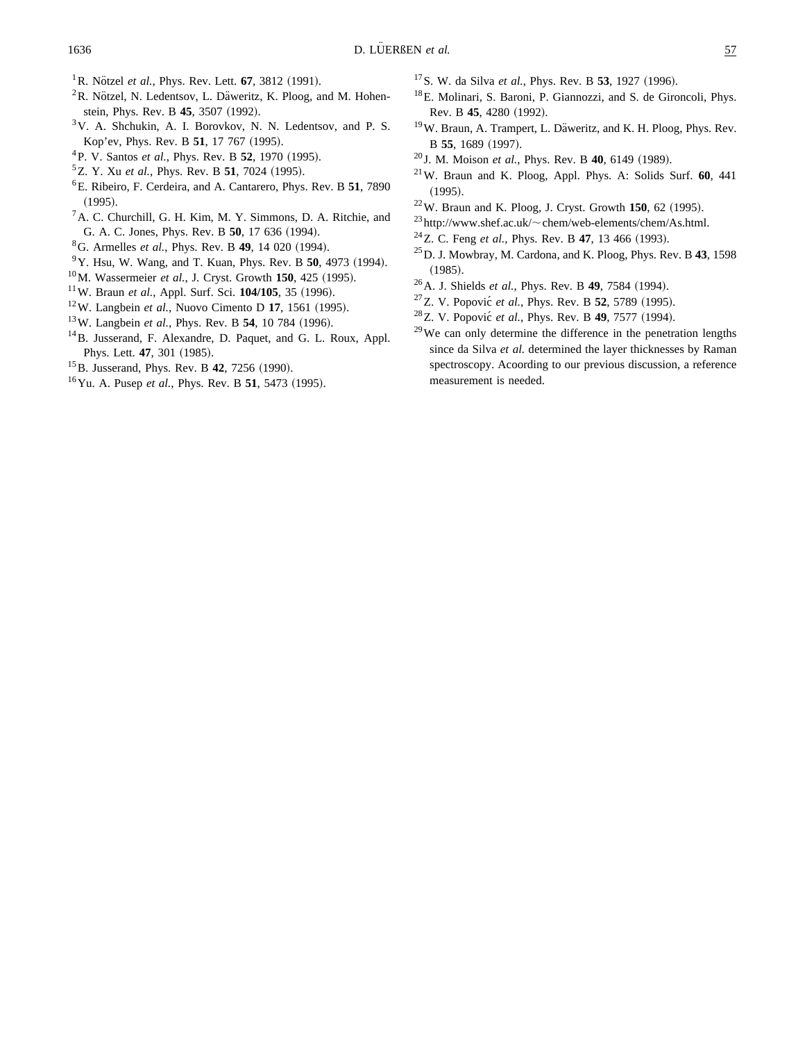[1] R. Nötzel *et al.*, Phys. Rev. Lett. **67**, 3812 (1991).

[2] R. Nötzel, N. Ledentsov, L. Däweritz, K. Ploog, and M. Hohenstein, Phys. Rev. B **45**, 3507 (1992).

[3] V. A. Shchukin, A. I. Borovkov, N. N. Ledentsov, and P. S. Kop'ev, Phys. Rev. B **51**, 17 767 (1995).

[4] P. V. Santos *et al.*, Phys. Rev. B **52**, 1970 (1995).

[5] Z. Y. Xu *et al.*, Phys. Rev. B **51**, 7024 (1995).

[6] E. Ribeiro, F. Cerdeira, and A. Cantarero, Phys. Rev. B **51**, 7890 (1995).

[7] A. C. Churchill, G. H. Kim, M. Y. Simmons, D. A. Ritchie, and G. A. C. Jones, Phys. Rev. B **50**, 17 636 (1994).

[8] G. Armelles *et al.*, Phys. Rev. B **49**, 14 020 (1994).

[9] Y. Hsu, W. Wang, and T. Kuan, Phys. Rev. B **50**, 4973 (1994).

[10] M. Wassermeier *et al.*, J. Cryst. Growth **150**, 425 (1995).

[11] W. Braun *et al.*, Appl. Surf. Sci. **104/105**, 35 (1996).

[12] W. Langbein *et al.*, Nuovo Cimento D **17**, 1561 (1995).

[13] W. Langbein *et al.*, Phys. Rev. B **54**, 10 784 (1996).

[14] B. Jusserand, F. Alexandre, D. Paquet, and G. L. Roux, Appl. Phys. Lett. **47**, 301 (1985).

[15] B. Jusserand, Phys. Rev. B **42**, 7256 (1990).

[16] Yu. A. Pusep *et al.*, Phys. Rev. B **51**, 5473 (1995).

[17] S. W. da Silva *et al.*, Phys. Rev. B **53**, 1927 (1996).

[18] E. Molinari, S. Baroni, P. Giannozzi, and S. de Gironcoli, Phys. Rev. B **45**, 4280 (1992).

[19] W. Braun, A. Trampert, L. Däweritz, and K. H. Ploog, Phys. Rev. B **55**, 1689 (1997).

[20] J. M. Moison *et al.*, Phys. Rev. B **40**, 6149 (1989).

[21] W. Braun and K. Ploog, Appl. Phys. A: Solids Surf. **60**, 441 (1995).

[22] W. Braun and K. Ploog, J. Cryst. Growth **150**, 62 (1995).

[23] http://www.shef.ac.uk/~chem/web-elements/chem/As.html.

[24] Z. C. Feng *et al.*, Phys. Rev. B **47**, 13 466 (1993).

[25] D. J. Mowbray, M. Cardona, and K. Ploog, Phys. Rev. B **43**, 1598 (1985).

[26] A. J. Shields *et al.*, Phys. Rev. B **49**, 7584 (1994).

[27] Z. V. Popović *et al.*, Phys. Rev. B **52**, 5789 (1995).

[28] Z. V. Popović *et al.*, Phys. Rev. B **49**, 7577 (1994).

[29] We can only determine the difference in the penetration lengths since da Silva *et al.* determined the layer thicknesses by Raman spectroscopy. Acoording to our previous discussion, a reference measurement is needed.